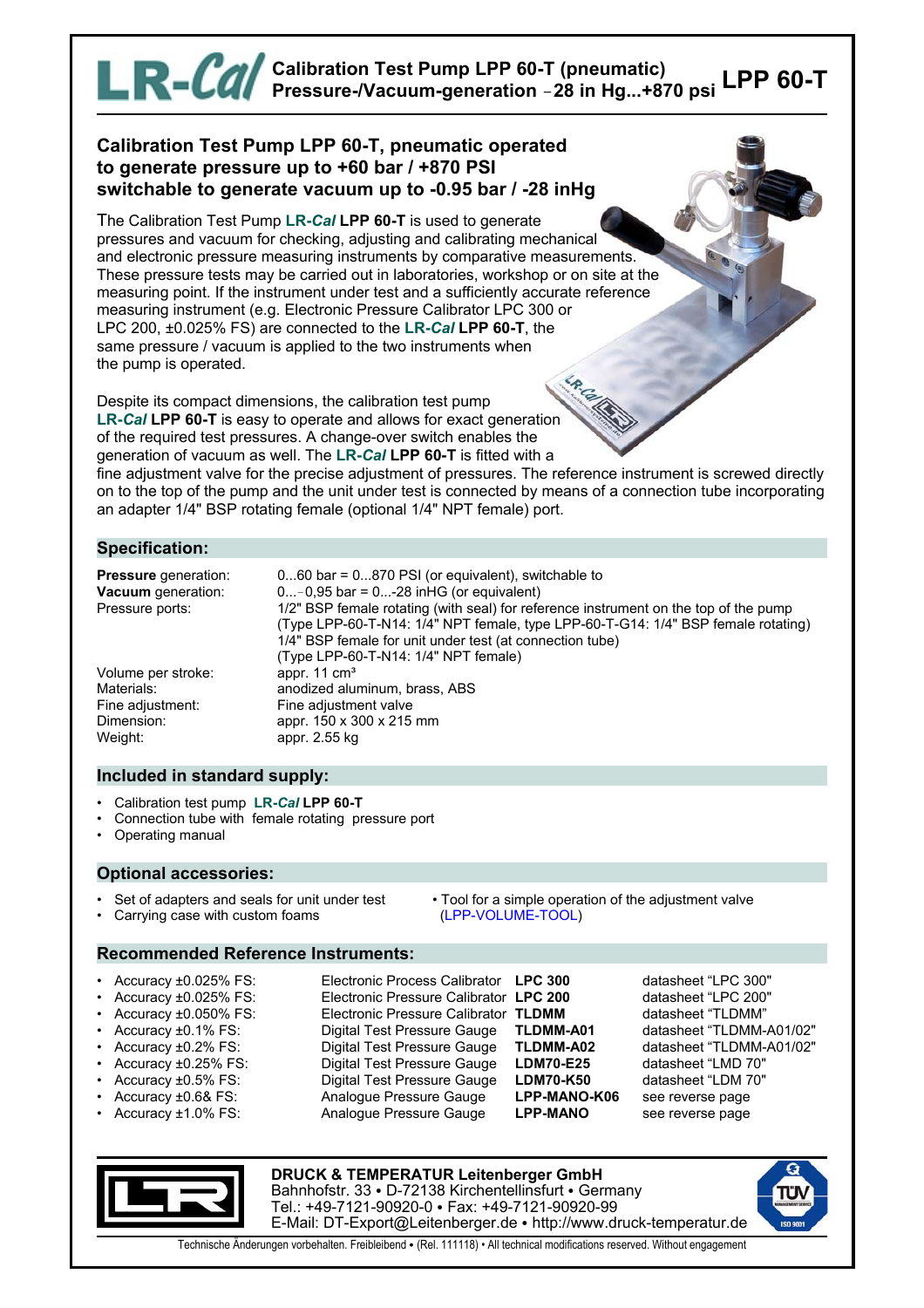# LR-Cal Calibration Test Pump LPP 60-T (pneumatic) Pressure-/Vacuum-generation –28 in Hg...+870 psi LPP 60-T

## Calibration Test Pump LPP 60-T, pneumatic operated to generate pressure up to +60 bar / +870 PSI switchable to generate vacuum up to -0.95 bar / -28 inHg

The Calibration Test Pump **LR-*Cal* LPP 60-T** is used to generate pressures and vacuum for checking, adjusting and calibrating mechanical and electronic pressure measuring instruments by comparative measurements. These pressure tests may be carried out in laboratories, workshop or on site at the measuring point. If the instrument under test and a sufficiently accurate reference measuring instrument (e.g. Electronic Pressure Calibrator LPC 300 or LPC 200, ±0.025% FS) are connected to the **LR-*Cal* LPP 60-T**, the same pressure / vacuum is applied to the two instruments when the pump is operated.

Despite its compact dimensions, the calibration test pump **LR-*Cal* LPP 60-T** is easy to operate and allows for exact generation of the required test pressures. A change-over switch enables the generation of vacuum as well. The **LR-*Cal* LPP 60-T** is fitted with a fine adjustment valve for the precise adjustment of pressures. The reference instrument is screwed directly on to the top of the pump and the unit under test is connected by means of a connection tube incorporating an adapter 1/4" BSP rotating female (optional 1/4" NPT female) port.

## Specification:

| | |
|---|---|
| **Pressure** generation: | 0...60 bar = 0...870 PSI (or equivalent), switchable to |
| **Vacuum** generation: | 0...-0,95 bar = 0...-28 inHG (or equivalent) |
| Pressure ports: | 1/2" BSP female rotating (with seal) for reference instrument on the top of the pump (Type LPP-60-T-N14: 1/4" NPT female, type LPP-60-T-G14: 1/4" BSP female rotating) 1/4" BSP female for unit under test (at connection tube) (Type LPP-60-T-N14: 1/4" NPT female) |
| Volume per stroke: | appr. 11 cm³ |
| Materials: | anodized aluminum, brass, ABS |
| Fine adjustment: | Fine adjustment valve |
| Dimension: | appr. 150 x 300 x 215 mm |
| Weight: | appr. 2.55 kg |

## Included in standard supply:

- Calibration test pump **LR-*Cal* LPP 60-T**
- Connection tube with female rotating pressure port
- Operating manual

## Optional accessories:

- Set of adapters and seals for unit under test
- Carrying case with custom foams
- Tool for a simple operation of the adjustment valve (LPP-VOLUME-TOOL)

## Recommended Reference Instruments:

| Accuracy | Instrument | Type | Reference |
|---|---|---|---|
| Accuracy ±0.025% FS: | Electronic Process Calibrator | **LPC 300** | datasheet “LPC 300" |
| Accuracy ±0.025% FS: | Electronic Pressure Calibrator | **LPC 200** | datasheet “LPC 200" |
| Accuracy ±0.050% FS: | Electronic Pressure Calibrator | **TLDMM** | datasheet “TLDMM” |
| Accuracy ±0.1% FS: | Digital Test Pressure Gauge | **TLDMM-A01** | datasheet “TLDMM-A01/02" |
| Accuracy ±0.2% FS: | Digital Test Pressure Gauge | **TLDMM-A02** | datasheet “TLDMM-A01/02" |
| Accuracy ±0.25% FS: | Digital Test Pressure Gauge | **LDM70-E25** | datasheet “LMD 70" |
| Accuracy ±0.5% FS: | Digital Test Pressure Gauge | **LDM70-K50** | datasheet “LDM 70" |
| Accuracy ±0.6& FS: | Analogue Pressure Gauge | **LPP-MANO-K06** | see reverse page |
| Accuracy ±1.0% FS: | Analogue Pressure Gauge | **LPP-MANO** | see reverse page |

**DRUCK & TEMPERATUR Leitenberger GmbH**
Bahnhofstr. 33 • D-72138 Kirchentellinsfurt • Germany
Tel.: +49-7121-90920-0 • Fax: +49-7121-90920-99
E-Mail: DT-Export@Leitenberger.de • http://www.druck-temperatur.de

Technische Änderungen vorbehalten. Freibleibend • (Rel. 111118) • All technical modifications reserved. Without engagement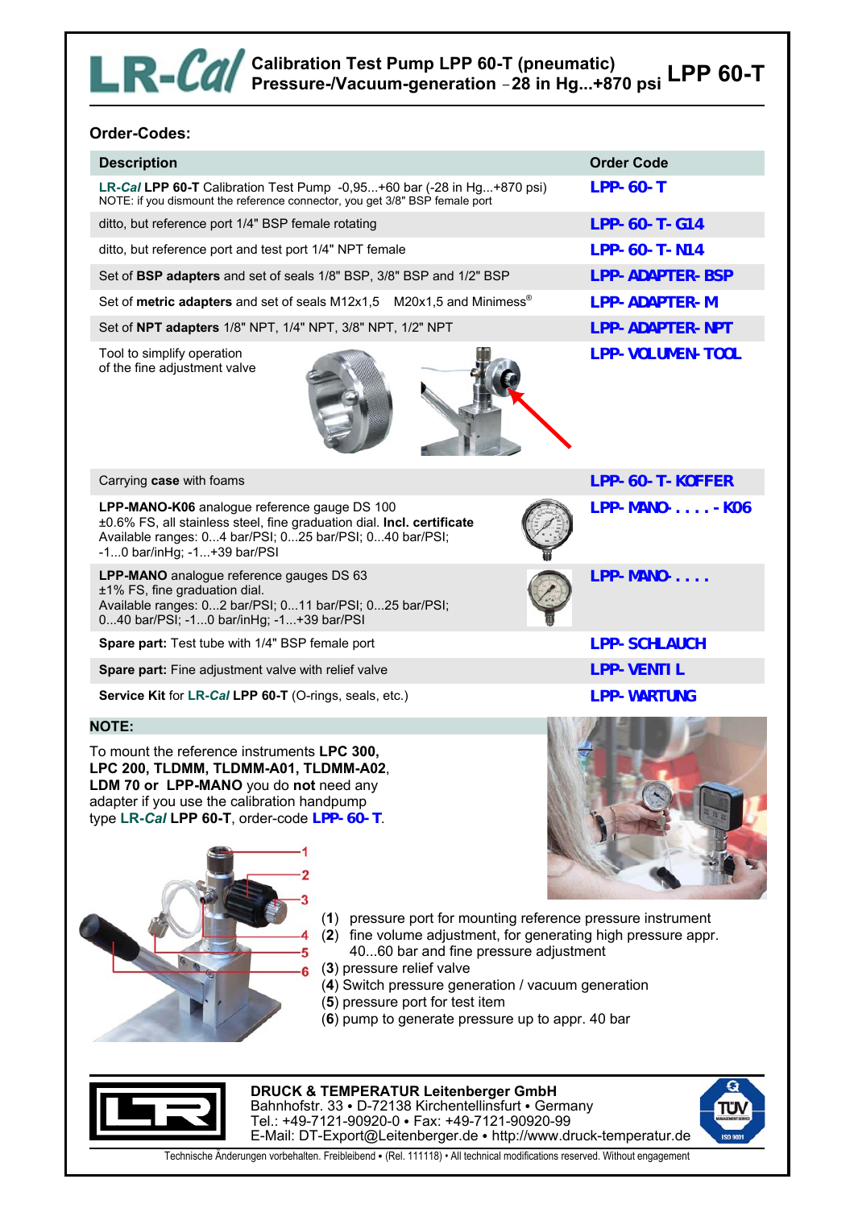# LR-Cal Calibration Test Pump LPP 60-T (pneumatic) Pressure-/Vacuum-generation −28 in Hg...+870 psi LPP 60-T

## Order-Codes:

| Description | Order Code |
|---|---|
| **LR-*Cal* LPP 60-T** Calibration Test Pump -0,95...+60 bar (-28 in Hg...+870 psi)<br>NOTE: if you dismount the reference connector, you get 3/8" BSP female port | **LPP-60-T** |
| ditto, but reference port 1/4" BSP female rotating | **LPP-60-T-G14** |
| ditto, but reference port and test port 1/4" NPT female | **LPP-60-T-N14** |
| Set of **BSP adapters** and set of seals 1/8" BSP, 3/8" BSP and 1/2" BSP | **LPP-ADAPTER-BSP** |
| Set of **metric adapters** and set of seals M12x1,5 M20x1,5 and Minimess® | **LPP-ADAPTER-M** |
| Set of **NPT adapters** 1/8" NPT, 1/4" NPT, 3/8" NPT, 1/2" NPT | **LPP-ADAPTER-NPT** |
| Tool to simplify operation of the fine adjustment valve | **LPP-VOLUMEN-TOOL** |
| Carrying **case** with foams | **LPP-60-T-KOFFER** |
| **LPP-MANO-K06** analogue reference gauge DS 100<br>±0.6% FS, all stainless steel, fine graduation dial. **Incl. certificate**<br>Available ranges: 0...4 bar/PSI; 0...25 bar/PSI; 0...40 bar/PSI; -1...0 bar/inHg; -1...+39 bar/PSI | **LPP-MANO-....-K06** |
| **LPP-MANO** analogue reference gauges DS 63<br>±1% FS, fine graduation dial.<br>Available ranges: 0...2 bar/PSI; 0...11 bar/PSI; 0...25 bar/PSI; 0...40 bar/PSI; -1...0 bar/inHg; -1...+39 bar/PSI | **LPP-MANO-....** |
| **Spare part:** Test tube with 1/4" BSP female port | **LPP-SCHLAUCH** |
| **Spare part:** Fine adjustment valve with relief valve | **LPP-VENTIL** |
| **Service Kit** for **LR-*Cal* LPP 60-T** (O-rings, seals, etc.) | **LPP-WARTUNG** |

### NOTE:

To mount the reference instruments **LPC 300, LPC 200, TLDMM, TLDMM-A01, TLDMM-A02, LDM 70 or LPP-MANO** you do **not** need any adapter if you use the calibration handpump type **LR-*Cal* LPP 60-T**, order-code **LPP-60-T**.

(**1**) pressure port for mounting reference pressure instrument
(**2**) fine volume adjustment, for generating high pressure appr. 40...60 bar and fine pressure adjustment
(**3**) pressure relief valve
(**4**) Switch pressure generation / vacuum generation
(**5**) pressure port for test item
(**6**) pump to generate pressure up to appr. 40 bar

**DRUCK & TEMPERATUR Leitenberger GmbH**
Bahnhofstr. 33 • D-72138 Kirchentellinsfurt • Germany
Tel.: +49-7121-90920-0 • Fax: +49-7121-90920-99
E-Mail: DT-Export@Leitenberger.de • http://www.druck-temperatur.de

Technische Änderungen vorbehalten. Freibleibend • (Rel. 111118) • All technical modifications reserved. Without engagement